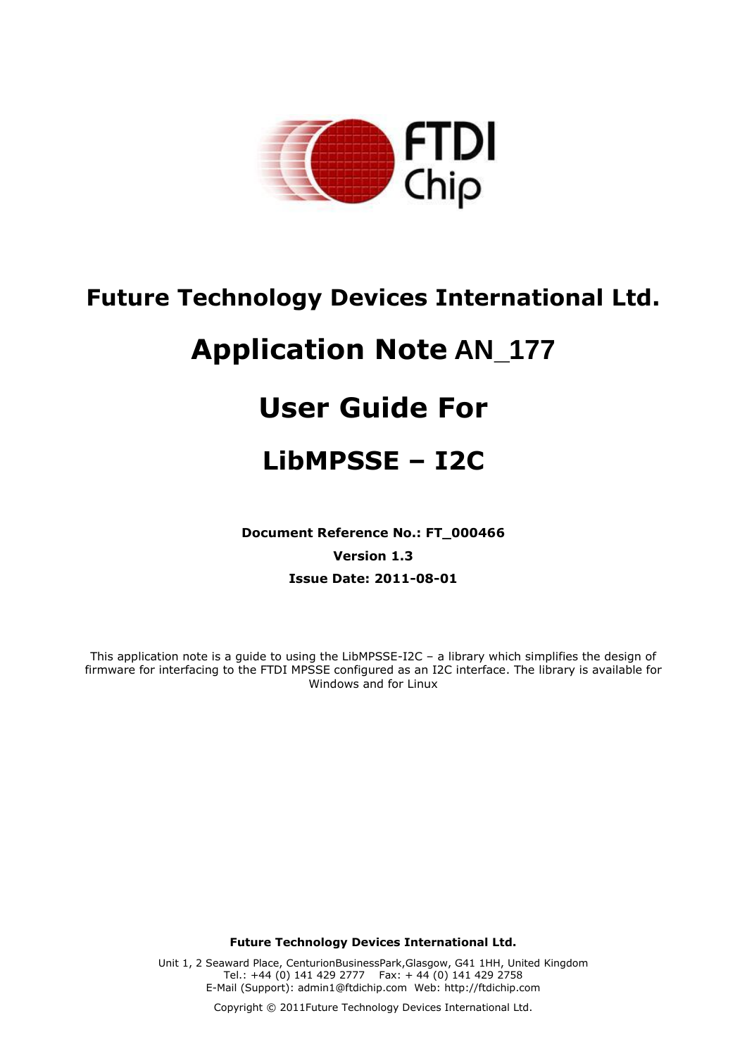# Future Technology Devices International Ltd.

# Application Note AN_177

# User Guide For

# LibMPSSE – I2C

**Document Reference No.: FT_000466**

**Version 1.3**

**Issue Date: 2011-08-01**

This application note is a guide to using the LibMPSSE-I2C – a library which simplifies the design of firmware for interfacing to the FTDI MPSSE configured as an I2C interface. The library is available for Windows and for Linux

**Future Technology Devices International Ltd.**

Unit 1, 2 Seaward Place, CenturionBusinessPark,Glasgow, G41 1HH, United Kingdom
Tel.: +44 (0) 141 429 2777 Fax: + 44 (0) 141 429 2758
E-Mail (Support): admin1@ftdichip.com Web: http://ftdichip.com

Copyright © 2011Future Technology Devices International Ltd.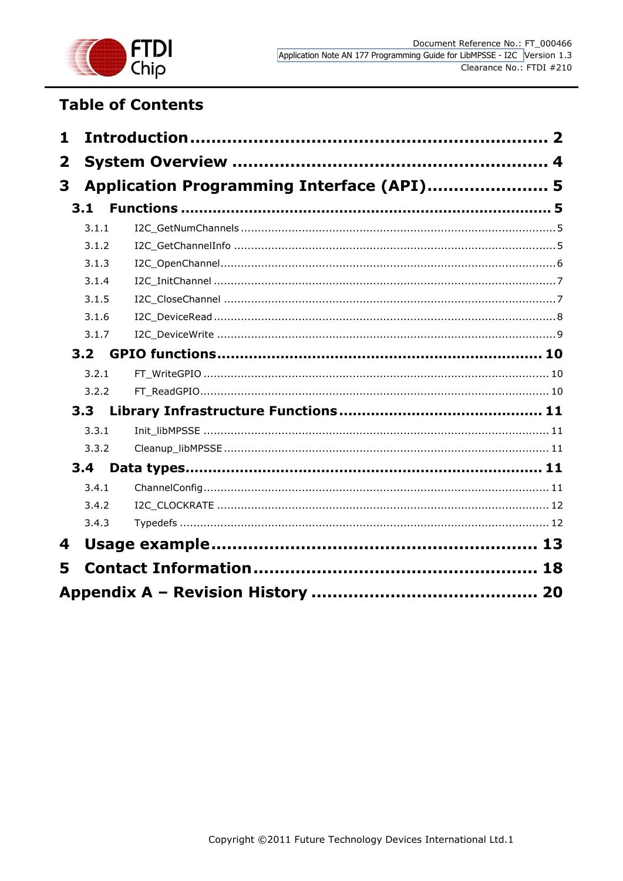# Table of Contents

**1 Introduction .................................................................... 2**

**2 System Overview .............................................................. 4**

**3 Application Programming Interface (API) ....................... 5**

**3.1 Functions ..................................................................... 5**

3.1.1 I2C_GetNumChannels ........................................................ 5

3.1.2 I2C_GetChannelInfo .......................................................... 5

3.1.3 I2C_OpenChannel ............................................................. 6

3.1.4 I2C_InitChannel ............................................................... 7

3.1.5 I2C_CloseChannel ............................................................. 7

3.1.6 I2C_DeviceRead ............................................................... 8

3.1.7 I2C_DeviceWrite .............................................................. 9

**3.2 GPIO functions ............................................................ 10**

3.2.1 FT_WriteGPIO ................................................................. 10

3.2.2 FT_ReadGPIO .................................................................. 10

**3.3 Library Infrastructure Functions ................................. 11**

3.3.1 Init_libMPSSE ................................................................. 11

3.3.2 Cleanup_libMPSSE ........................................................... 11

**3.4 Data types ................................................................... 11**

3.4.1 ChannelConfig ................................................................. 11

3.4.2 I2C_CLOCKRATE ............................................................. 12

3.4.3 Typedefs ........................................................................ 12

**4 Usage example ............................................................... 13**

**5 Contact Information ........................................................ 18**

**Appendix A – Revision History ........................................... 20**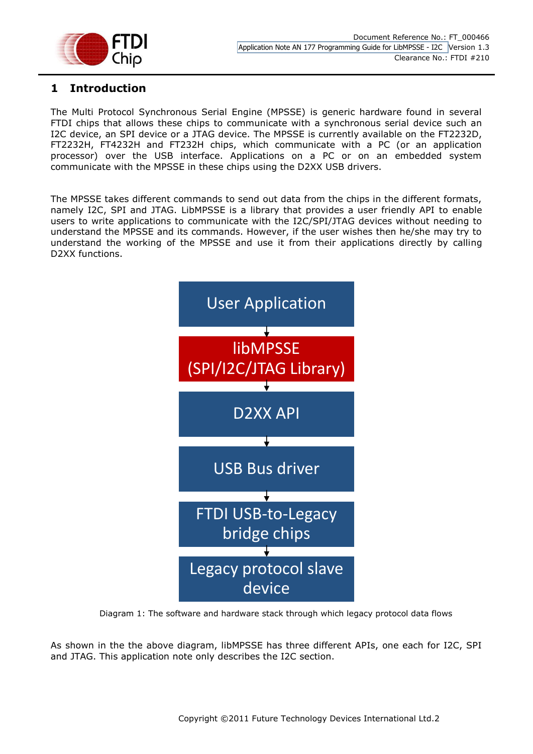# 1 Introduction

The Multi Protocol Synchronous Serial Engine (MPSSE) is generic hardware found in several FTDI chips that allows these chips to communicate with a synchronous serial device such an I2C device, an SPI device or a JTAG device. The MPSSE is currently available on the FT2232D, FT2232H, FT4232H and FT232H chips, which communicate with a PC (or an application processor) over the USB interface. Applications on a PC or on an embedded system communicate with the MPSSE in these chips using the D2XX USB drivers.

The MPSSE takes different commands to send out data from the chips in the different formats, namely I2C, SPI and JTAG. LibMPSSE is a library that provides a user friendly API to enable users to write applications to communicate with the I2C/SPI/JTAG devices without needing to understand the MPSSE and its commands. However, if the user wishes then he/she may try to understand the working of the MPSSE and use it from their applications directly by calling D2XX functions.

User Application

libMPSSE (SPI/I2C/JTAG Library)

D2XX API

USB Bus driver

FTDI USB-to-Legacy bridge chips

Legacy protocol slave device

Diagram 1: The software and hardware stack through which legacy protocol data flows

As shown in the the above diagram, libMPSSE has three different APIs, one each for I2C, SPI and JTAG. This application note only describes the I2C section.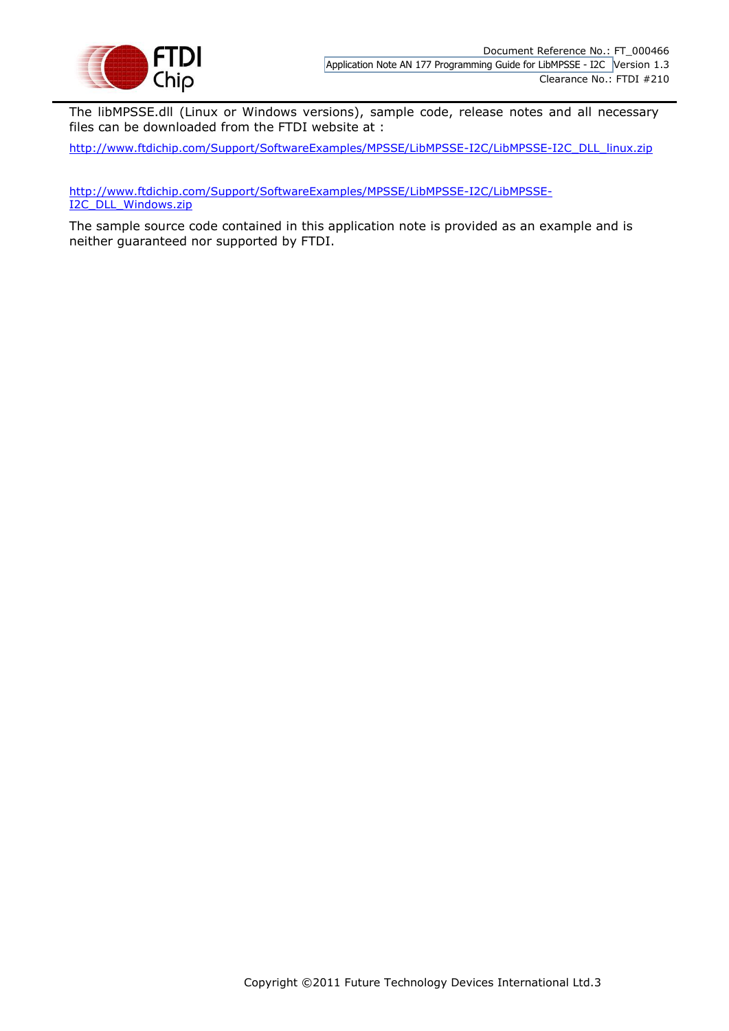The libMPSSE.dll (Linux or Windows versions), sample code, release notes and all necessary files can be downloaded from the FTDI website at :

http://www.ftdichip.com/Support/SoftwareExamples/MPSSE/LibMPSSE-I2C/LibMPSSE-I2C_DLL_linux.zip

http://www.ftdichip.com/Support/SoftwareExamples/MPSSE/LibMPSSE-I2C/LibMPSSE-I2C_DLL_Windows.zip

The sample source code contained in this application note is provided as an example and is neither guaranteed nor supported by FTDI.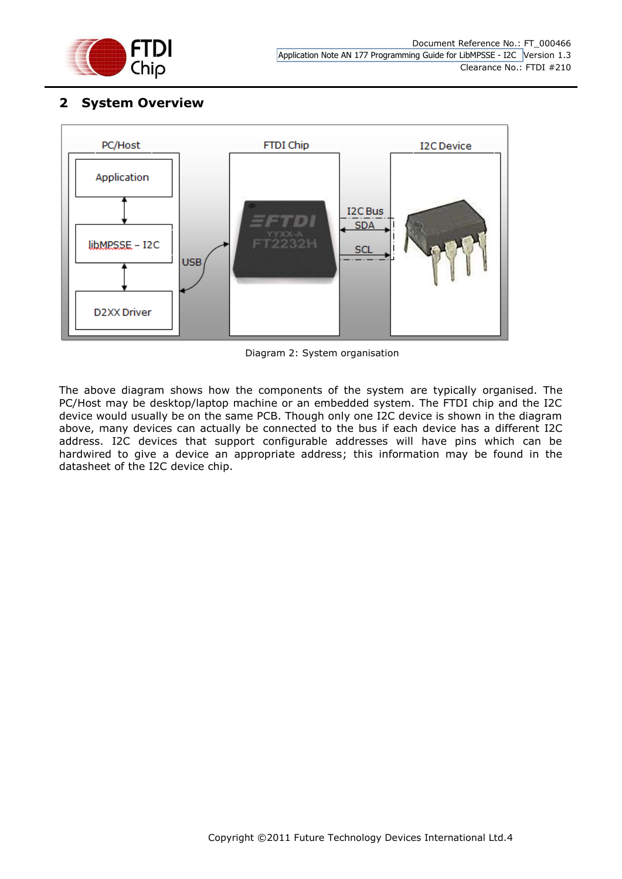## 2 System Overview

Diagram 2: System organisation

The above diagram shows how the components of the system are typically organised. The PC/Host may be desktop/laptop machine or an embedded system. The FTDI chip and the I2C device would usually be on the same PCB. Though only one I2C device is shown in the diagram above, many devices can actually be connected to the bus if each device has a different I2C address. I2C devices that support configurable addresses will have pins which can be hardwired to give a device an appropriate address; this information may be found in the datasheet of the I2C device chip.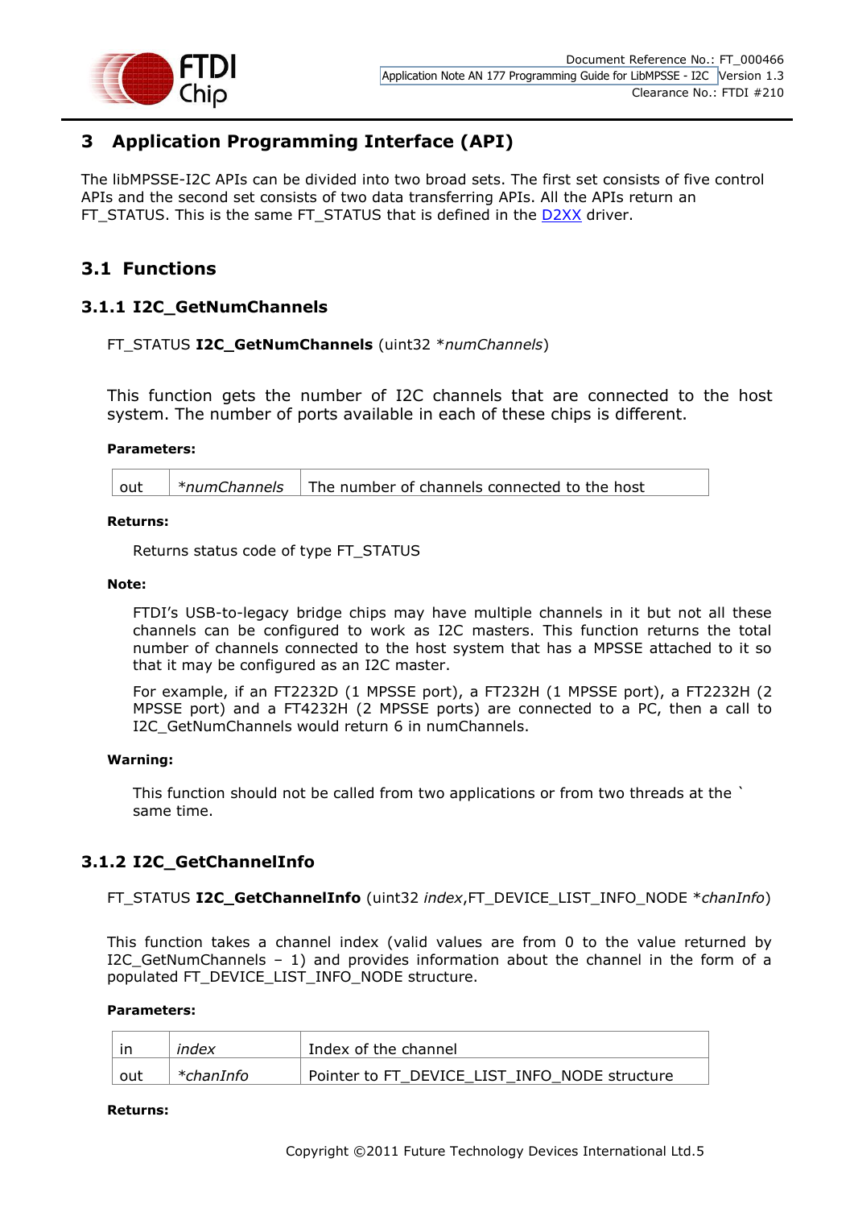# 3 Application Programming Interface (API)

The libMPSSE-I2C APIs can be divided into two broad sets. The first set consists of five control APIs and the second set consists of two data transferring APIs. All the APIs return an FT_STATUS. This is the same FT_STATUS that is defined in the D2XX driver.

## 3.1 Functions

### 3.1.1 I2C_GetNumChannels

FT_STATUS **I2C_GetNumChannels** (uint32 **numChannels*)

This function gets the number of I2C channels that are connected to the host system. The number of ports available in each of these chips is different.

**Parameters:**

| out | **numChannels* | The number of channels connected to the host |
|---|---|---|

**Returns:**

Returns status code of type FT_STATUS

**Note:**

FTDI's USB-to-legacy bridge chips may have multiple channels in it but not all these channels can be configured to work as I2C masters. This function returns the total number of channels connected to the host system that has a MPSSE attached to it so that it may be configured as an I2C master.

For example, if an FT2232D (1 MPSSE port), a FT232H (1 MPSSE port), a FT2232H (2 MPSSE port) and a FT4232H (2 MPSSE ports) are connected to a PC, then a call to I2C_GetNumChannels would return 6 in numChannels.

**Warning:**

This function should not be called from two applications or from two threads at the ` same time.

### 3.1.2 I2C_GetChannelInfo

FT_STATUS **I2C_GetChannelInfo** (uint32 *index*,FT_DEVICE_LIST_INFO_NODE **chanInfo*)

This function takes a channel index (valid values are from 0 to the value returned by I2C_GetNumChannels – 1) and provides information about the channel in the form of a populated FT_DEVICE_LIST_INFO_NODE structure.

**Parameters:**

| in | *index* | Index of the channel |
|---|---|---|
| out | **chanInfo* | Pointer to FT_DEVICE_LIST_INFO_NODE structure |

**Returns:**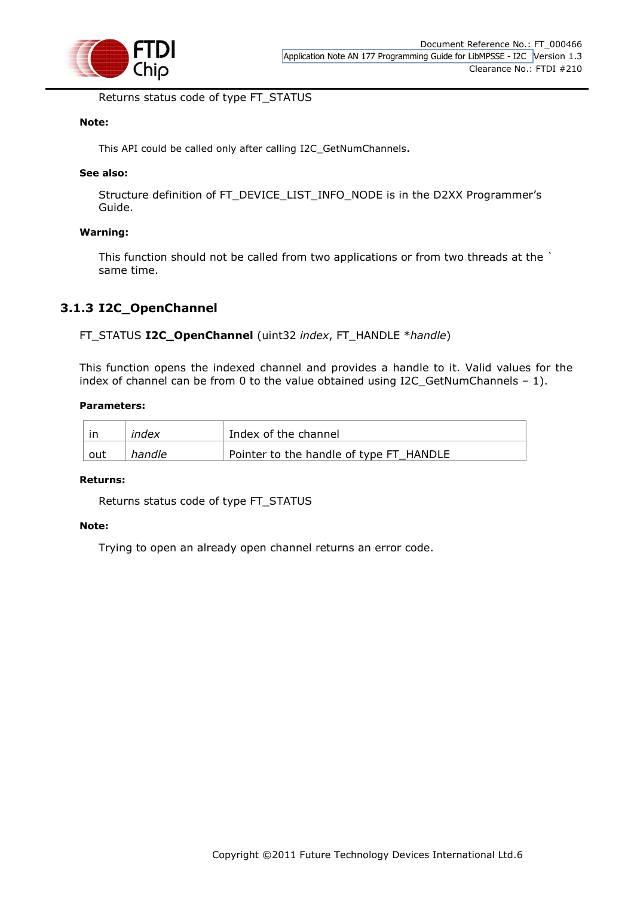Returns status code of type FT_STATUS

**Note:**

This API could be called only after calling I2C_GetNumChannels.

**See also:**

Structure definition of FT_DEVICE_LIST_INFO_NODE is in the D2XX Programmer's Guide.

**Warning:**

This function should not be called from two applications or from two threads at the ` same time.

### 3.1.3 I2C_OpenChannel

FT_STATUS **I2C_OpenChannel** (uint32 *index*, FT_HANDLE **handle*)

This function opens the indexed channel and provides a handle to it. Valid values for the index of channel can be from 0 to the value obtained using I2C_GetNumChannels – 1).

**Parameters:**

| | | |
|---|---|---|
| in | *index* | Index of the channel |
| out | *handle* | Pointer to the handle of type FT_HANDLE |

**Returns:**

Returns status code of type FT_STATUS

**Note:**

Trying to open an already open channel returns an error code.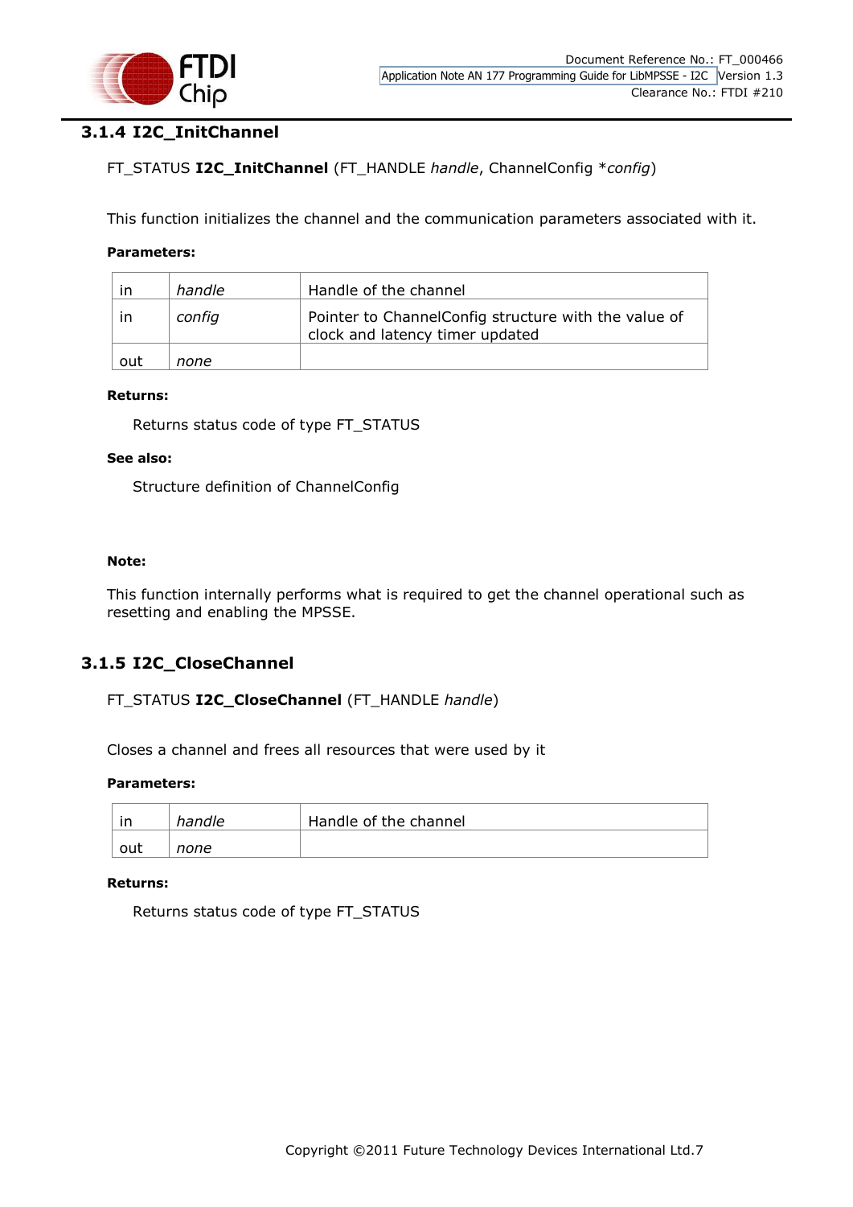### 3.1.4 I2C_InitChannel

FT_STATUS **I2C_InitChannel** (FT_HANDLE *handle*, ChannelConfig **config*)

This function initializes the channel and the communication parameters associated with it.

**Parameters:**

| in | *handle* | Handle of the channel |
|---|---|---|
| in | *config* | Pointer to ChannelConfig structure with the value of clock and latency timer updated |
| out | *none* | |

**Returns:**

Returns status code of type FT_STATUS

**See also:**

Structure definition of ChannelConfig

**Note:**

This function internally performs what is required to get the channel operational such as resetting and enabling the MPSSE.

### 3.1.5 I2C_CloseChannel

FT_STATUS **I2C_CloseChannel** (FT_HANDLE *handle*)

Closes a channel and frees all resources that were used by it

**Parameters:**

| in | *handle* | Handle of the channel |
|---|---|---|
| out | *none* | |

**Returns:**

Returns status code of type FT_STATUS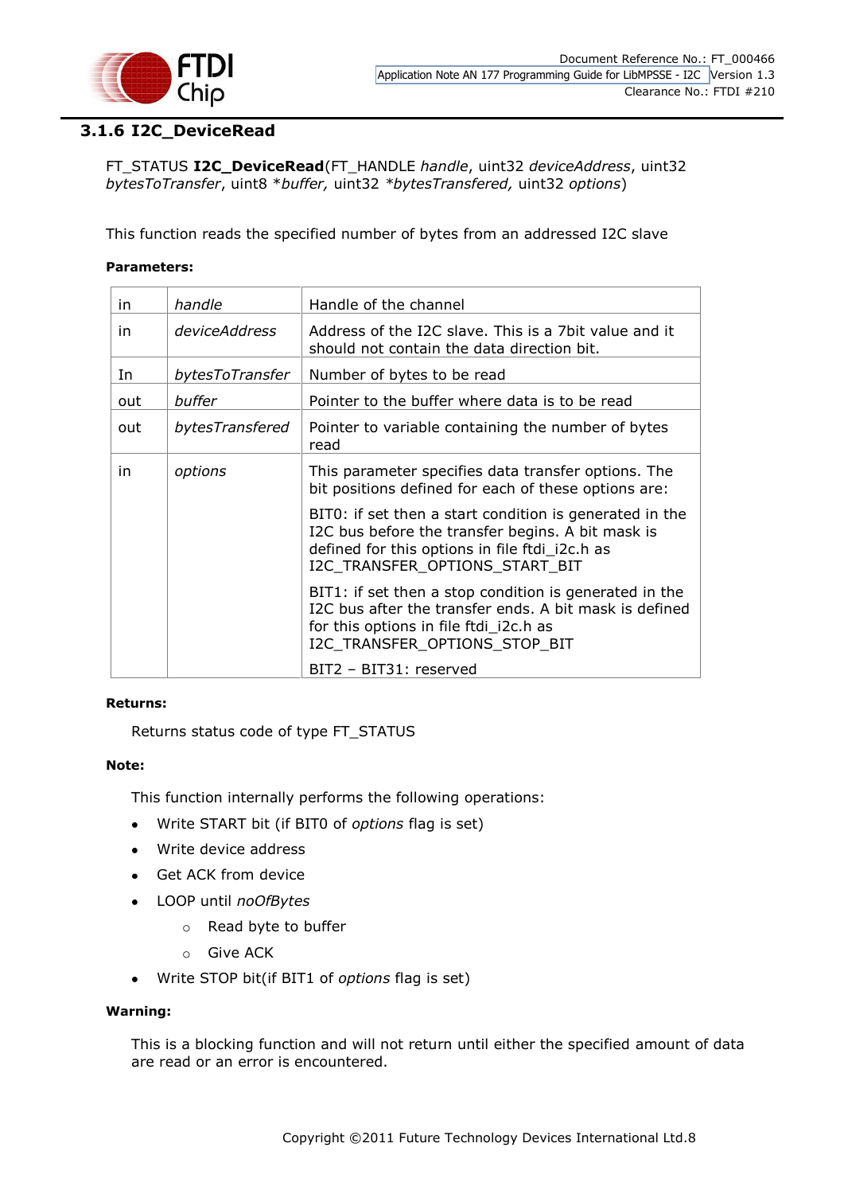### 3.1.6 I2C_DeviceRead

FT_STATUS **I2C_DeviceRead**(FT_HANDLE *handle*, uint32 *deviceAddress*, uint32 *bytesToTransfer*, uint8 **buffer,* uint32 **bytesTransfered,* uint32 *options*)

This function reads the specified number of bytes from an addressed I2C slave

**Parameters:**

| | | |
|---|---|---|
| in | *handle* | Handle of the channel |
| in | *deviceAddress* | Address of the I2C slave. This is a 7bit value and it should not contain the data direction bit. |
| In | *bytesToTransfer* | Number of bytes to be read |
| out | *buffer* | Pointer to the buffer where data is to be read |
| out | *bytesTransfered* | Pointer to variable containing the number of bytes read |
| in | *options* | This parameter specifies data transfer options. The bit positions defined for each of these options are:<br><br>BIT0: if set then a start condition is generated in the I2C bus before the transfer begins. A bit mask is defined for this options in file ftdi_i2c.h as I2C_TRANSFER_OPTIONS_START_BIT<br><br>BIT1: if set then a stop condition is generated in the I2C bus after the transfer ends. A bit mask is defined for this options in file ftdi_i2c.h as I2C_TRANSFER_OPTIONS_STOP_BIT<br><br>BIT2 – BIT31: reserved |

**Returns:**

Returns status code of type FT_STATUS

**Note:**

This function internally performs the following operations:

- Write START bit (if BIT0 of *options* flag is set)
- Write device address
- Get ACK from device
- LOOP until *noOfBytes*
  - Read byte to buffer
  - Give ACK
- Write STOP bit(if BIT1 of *options* flag is set)

**Warning:**

This is a blocking function and will not return until either the specified amount of data are read or an error is encountered.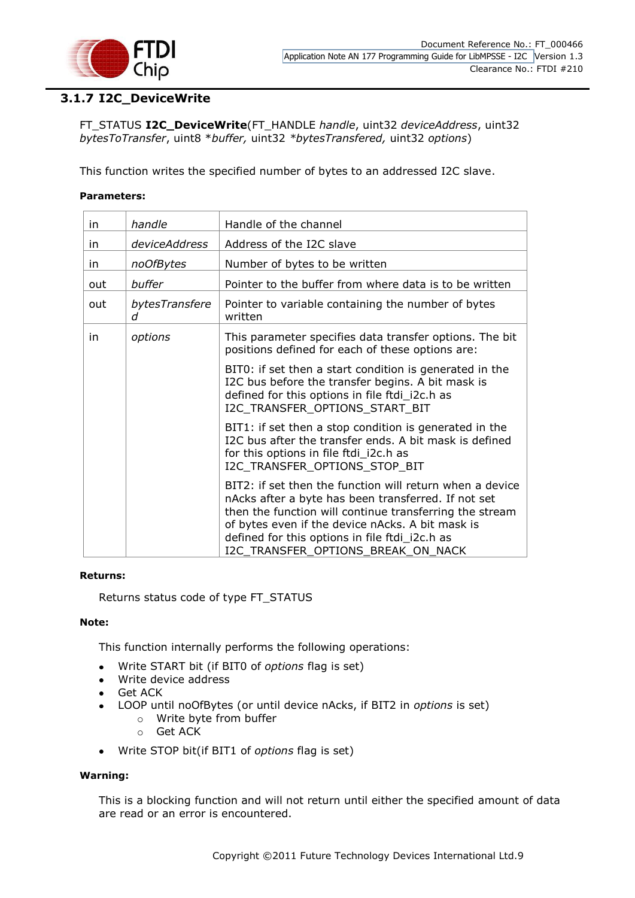### 3.1.7 I2C_DeviceWrite

FT_STATUS **I2C_DeviceWrite**(FT_HANDLE *handle*, uint32 *deviceAddress*, uint32 *bytesToTransfer*, uint8 *\*buffer,* uint32 *\*bytesTransfered,* uint32 *options*)

This function writes the specified number of bytes to an addressed I2C slave.

**Parameters:**

| | | |
|---|---|---|
| in | *handle* | Handle of the channel |
| in | *deviceAddress* | Address of the I2C slave |
| in | *noOfBytes* | Number of bytes to be written |
| out | *buffer* | Pointer to the buffer from where data is to be written |
| out | *bytesTransfered* | Pointer to variable containing the number of bytes written |
| in | *options* | This parameter specifies data transfer options. The bit positions defined for each of these options are:<br><br>BIT0: if set then a start condition is generated in the I2C bus before the transfer begins. A bit mask is defined for this options in file ftdi_i2c.h as I2C_TRANSFER_OPTIONS_START_BIT<br><br>BIT1: if set then a stop condition is generated in the I2C bus after the transfer ends. A bit mask is defined for this options in file ftdi_i2c.h as I2C_TRANSFER_OPTIONS_STOP_BIT<br><br>BIT2: if set then the function will return when a device nAcks after a byte has been transferred. If not set then the function will continue transferring the stream of bytes even if the device nAcks. A bit mask is defined for this options in file ftdi_i2c.h as I2C_TRANSFER_OPTIONS_BREAK_ON_NACK |

**Returns:**

Returns status code of type FT_STATUS

**Note:**

This function internally performs the following operations:

- Write START bit (if BIT0 of *options* flag is set)
- Write device address
- Get ACK
- LOOP until noOfBytes (or until device nAcks, if BIT2 in *options* is set)
  - Write byte from buffer
  - Get ACK
- Write STOP bit(if BIT1 of *options* flag is set)

**Warning:**

This is a blocking function and will not return until either the specified amount of data are read or an error is encountered.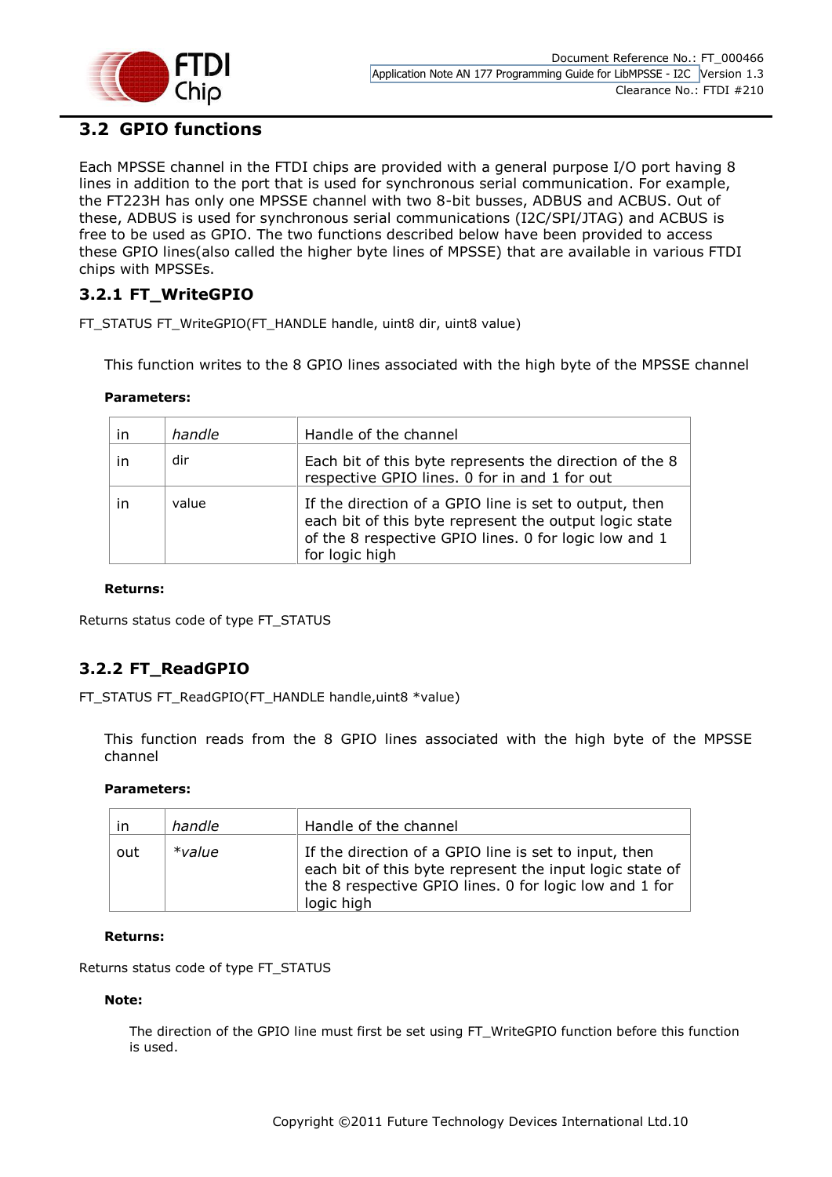## 3.2 GPIO functions

Each MPSSE channel in the FTDI chips are provided with a general purpose I/O port having 8 lines in addition to the port that is used for synchronous serial communication. For example, the FT223H has only one MPSSE channel with two 8-bit busses, ADBUS and ACBUS. Out of these, ADBUS is used for synchronous serial communications (I2C/SPI/JTAG) and ACBUS is free to be used as GPIO. The two functions described below have been provided to access these GPIO lines(also called the higher byte lines of MPSSE) that are available in various FTDI chips with MPSSEs.

### 3.2.1 FT_WriteGPIO

FT_STATUS FT_WriteGPIO(FT_HANDLE handle, uint8 dir, uint8 value)

This function writes to the 8 GPIO lines associated with the high byte of the MPSSE channel

**Parameters:**

| in | *handle* | Handle of the channel |
|---|---|---|
| in | dir | Each bit of this byte represents the direction of the 8 respective GPIO lines. 0 for in and 1 for out |
| in | value | If the direction of a GPIO line is set to output, then each bit of this byte represent the output logic state of the 8 respective GPIO lines. 0 for logic low and 1 for logic high |

**Returns:**

Returns status code of type FT_STATUS

### 3.2.2 FT_ReadGPIO

FT_STATUS FT_ReadGPIO(FT_HANDLE handle,uint8 *value)

This function reads from the 8 GPIO lines associated with the high byte of the MPSSE channel

**Parameters:**

| in | *handle* | Handle of the channel |
|---|---|---|
| out | *\*value* | If the direction of a GPIO line is set to input, then each bit of this byte represent the input logic state of the 8 respective GPIO lines. 0 for logic low and 1 for logic high |

**Returns:**

Returns status code of type FT_STATUS

**Note:**

The direction of the GPIO line must first be set using FT_WriteGPIO function before this function is used.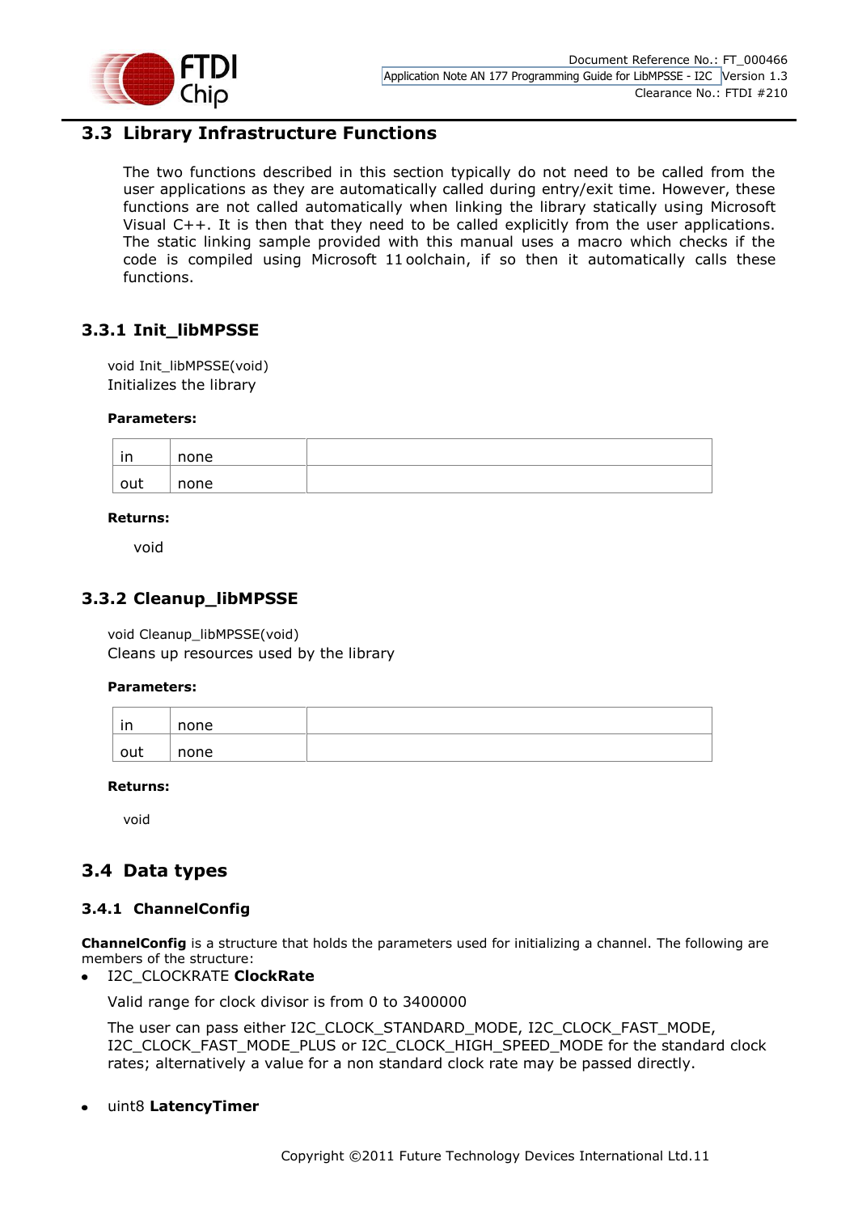## 3.3 Library Infrastructure Functions

The two functions described in this section typically do not need to be called from the user applications as they are automatically called during entry/exit time. However, these functions are not called automatically when linking the library statically using Microsoft Visual C++. It is then that they need to be called explicitly from the user applications. The static linking sample provided with this manual uses a macro which checks if the code is compiled using Microsoft 11 oolchain, if so then it automatically calls these functions.

### 3.3.1 Init_libMPSSE

void Init_libMPSSE(void)
Initializes the library

**Parameters:**

| in | none | |
|---|---|---|
| out | none | |

**Returns:**

void

### 3.3.2 Cleanup_libMPSSE

void Cleanup_libMPSSE(void)
Cleans up resources used by the library

**Parameters:**

| in | none | |
|---|---|---|
| out | none | |

**Returns:**

void

## 3.4 Data types

### 3.4.1 ChannelConfig

**ChannelConfig** is a structure that holds the parameters used for initializing a channel. The following are members of the structure:

- I2C_CLOCKRATE **ClockRate**

  Valid range for clock divisor is from 0 to 3400000

  The user can pass either I2C_CLOCK_STANDARD_MODE, I2C_CLOCK_FAST_MODE, I2C_CLOCK_FAST_MODE_PLUS or I2C_CLOCK_HIGH_SPEED_MODE for the standard clock rates; alternatively a value for a non standard clock rate may be passed directly.

- uint8 **LatencyTimer**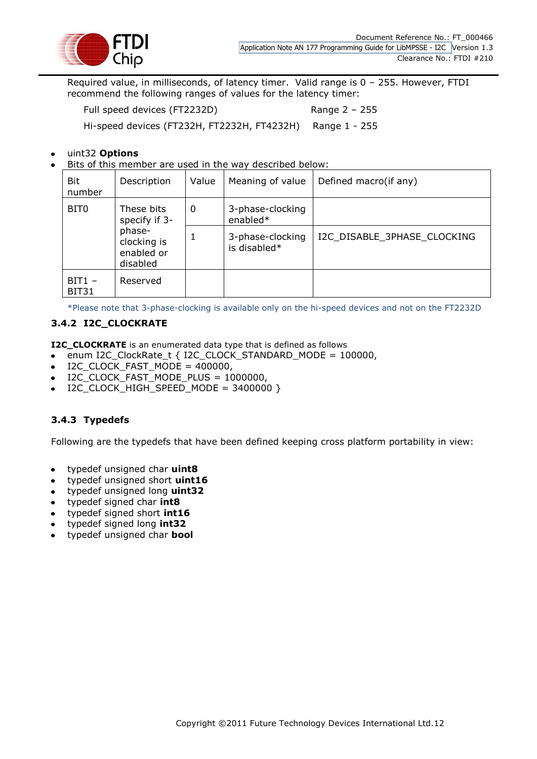Required value, in milliseconds, of latency timer. Valid range is 0 – 255. However, FTDI recommend the following ranges of values for the latency timer:

Full speed devices (FT2232D) Range 2 – 255

Hi-speed devices (FT232H, FT2232H, FT4232H) Range 1 - 255

- uint32 **Options**
- Bits of this member are used in the way described below:

| Bit number | Description | Value | Meaning of value | Defined macro(if any) |
|---|---|---|---|---|
| BIT0 | These bits specify if 3-phase-clocking is enabled or disabled | 0 | 3-phase-clocking enabled* | |
| | | 1 | 3-phase-clocking is disabled* | I2C_DISABLE_3PHASE_CLOCKING |
| BIT1 – BIT31 | Reserved | | | |

*Please note that 3-phase-clocking is available only on the hi-speed devices and not on the FT2232D

### 3.4.2 I2C_CLOCKRATE

**I2C_CLOCKRATE** is an enumerated data type that is defined as follows

- enum I2C_ClockRate_t { I2C_CLOCK_STANDARD_MODE = 100000,
- I2C_CLOCK_FAST_MODE = 400000,
- I2C_CLOCK_FAST_MODE_PLUS = 1000000,
- I2C_CLOCK_HIGH_SPEED_MODE = 3400000 }

### 3.4.3 Typedefs

Following are the typedefs that have been defined keeping cross platform portability in view:

- typedef unsigned char **uint8**
- typedef unsigned short **uint16**
- typedef unsigned long **uint32**
- typedef signed char **int8**
- typedef signed short **int16**
- typedef signed long **int32**
- typedef unsigned char **bool**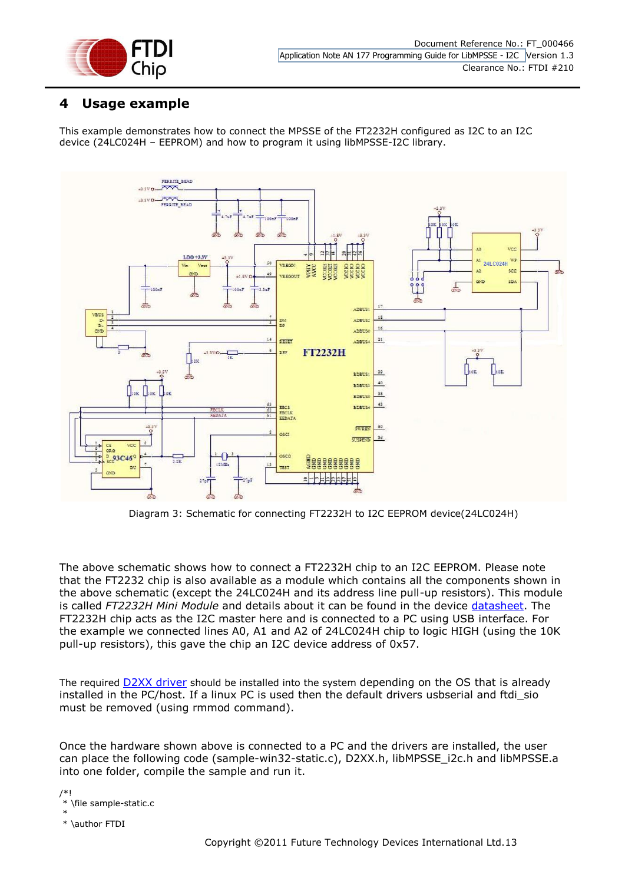# 4 Usage example

This example demonstrates how to connect the MPSSE of the FT2232H configured as I2C to an I2C device (24LC024H – EEPROM) and how to program it using libMPSSE-I2C library.

Diagram 3: Schematic for connecting FT2232H to I2C EEPROM device(24LC024H)

The above schematic shows how to connect a FT2232H chip to an I2C EEPROM. Please note that the FT2232 chip is also available as a module which contains all the components shown in the above schematic (except the 24LC024H and its address line pull-up resistors). This module is called *FT2232H Mini Module* and details about it can be found in the device datasheet. The FT2232H chip acts as the I2C master here and is connected to a PC using USB interface. For the example we connected lines A0, A1 and A2 of 24LC024H chip to logic HIGH (using the 10K pull-up resistors), this gave the chip an I2C device address of 0x57.

The required D2XX driver should be installed into the system depending on the OS that is already installed in the PC/host. If a linux PC is used then the default drivers usbserial and ftdi_sio must be removed (using rmmod command).

Once the hardware shown above is connected to a PC and the drivers are installed, the user can place the following code (sample-win32-static.c), D2XX.h, libMPSSE_i2c.h and libMPSSE.a into one folder, compile the sample and run it.

```
/*!
 * \file sample-static.c
 *
 * \author FTDI
```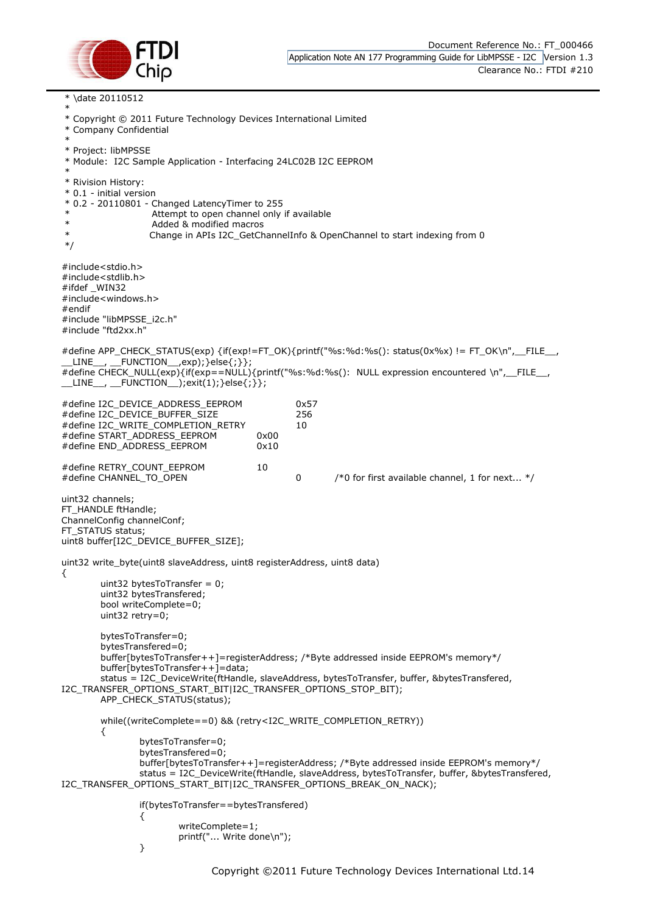```
 * \date 20110512
 *
 * Copyright © 2011 Future Technology Devices International Limited
 * Company Confidential
 *
 * Project: libMPSSE
 * Module:  I2C Sample Application - Interfacing 24LC02B I2C EEPROM
 *
 * Rivision History:
 * 0.1 - initial version
 * 0.2 - 20110801 - Changed LatencyTimer to 255
 *                  Attempt to open channel only if available
 *                  Added & modified macros
 *                  Change in APIs I2C_GetChannelInfo & OpenChannel to start indexing from 0
 */

#include<stdio.h>
#include<stdlib.h>
#ifdef _WIN32
#include<windows.h>
#endif
#include "libMPSSE_i2c.h"
#include "ftd2xx.h"

#define APP_CHECK_STATUS(exp) {if(exp!=FT_OK){printf("%s:%d:%s(): status(0x%x) != FT_OK\n",__FILE__,
__LINE__, __FUNCTION__,exp);}else{;}};
#define CHECK_NULL(exp){if(exp==NULL){printf("%s:%d:%s():  NULL expression encountered \n",__FILE__,
__LINE__, __FUNCTION__);exit(1);}else{;}};

#define I2C_DEVICE_ADDRESS_EEPROM          0x57
#define I2C_DEVICE_BUFFER_SIZE             256
#define I2C_WRITE_COMPLETION_RETRY         10
#define START_ADDRESS_EEPROM          0x00
#define END_ADDRESS_EEPROM            0x10

#define RETRY_COUNT_EEPROM            10
#define CHANNEL_TO_OPEN                    0        /*0 for first available channel, 1 for next... */

uint32 channels;
FT_HANDLE ftHandle;
ChannelConfig channelConf;
FT_STATUS status;
uint8 buffer[I2C_DEVICE_BUFFER_SIZE];

uint32 write_byte(uint8 slaveAddress, uint8 registerAddress, uint8 data)
{
        uint32 bytesToTransfer = 0;
        uint32 bytesTransfered;
        bool writeComplete=0;
        uint32 retry=0;

        bytesToTransfer=0;
        bytesTransfered=0;
        buffer[bytesToTransfer++]=registerAddress; /*Byte addressed inside EEPROM's memory*/
        buffer[bytesToTransfer++]=data;
        status = I2C_DeviceWrite(ftHandle, slaveAddress, bytesToTransfer, buffer, &bytesTransfered,
I2C_TRANSFER_OPTIONS_START_BIT|I2C_TRANSFER_OPTIONS_STOP_BIT);
        APP_CHECK_STATUS(status);

        while((writeComplete==0) && (retry<I2C_WRITE_COMPLETION_RETRY))
        {
                bytesToTransfer=0;
                bytesTransfered=0;
                buffer[bytesToTransfer++]=registerAddress; /*Byte addressed inside EEPROM's memory*/
                status = I2C_DeviceWrite(ftHandle, slaveAddress, bytesToTransfer, buffer, &bytesTransfered,
I2C_TRANSFER_OPTIONS_START_BIT|I2C_TRANSFER_OPTIONS_BREAK_ON_NACK);

                if(bytesToTransfer==bytesTransfered)
                {
                        writeComplete=1;
                        printf("... Write done\n");
                }
```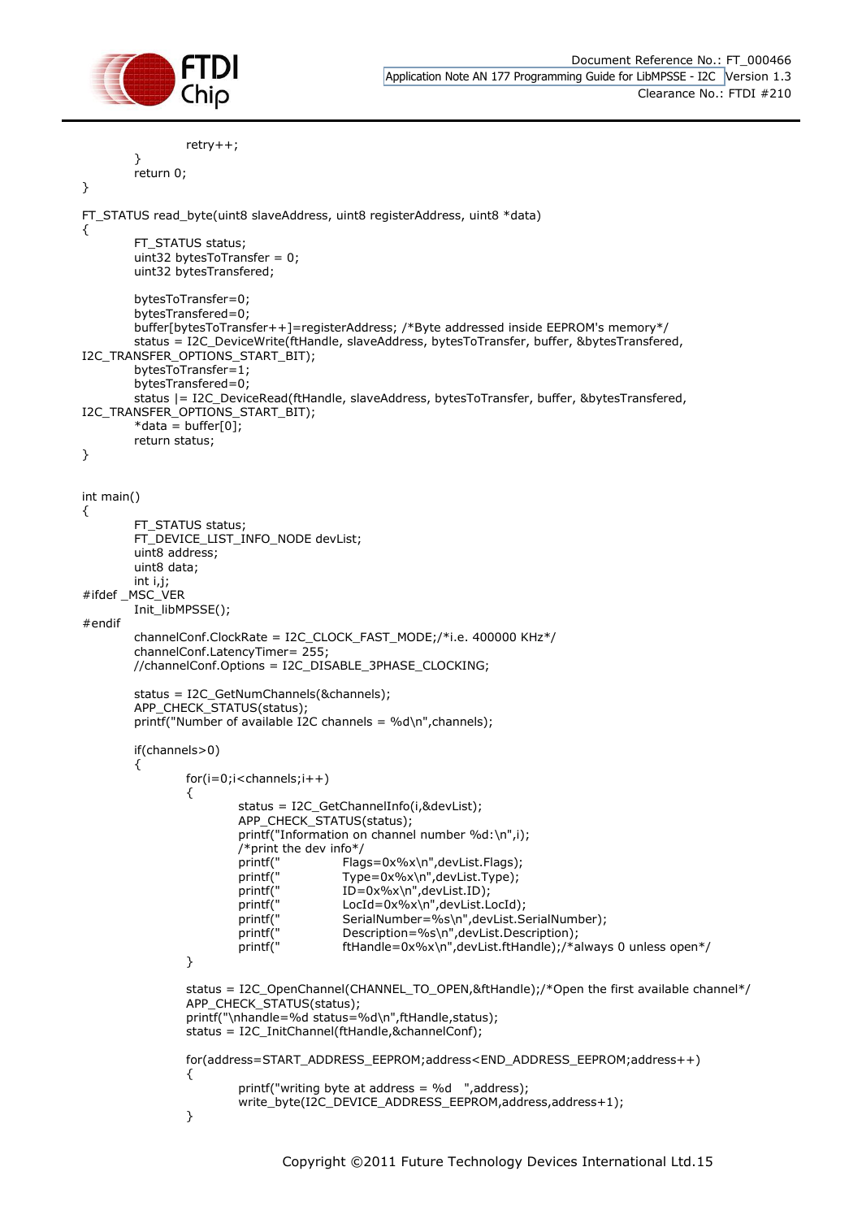```
			retry++;
		}
		return 0;
}

FT_STATUS read_byte(uint8 slaveAddress, uint8 registerAddress, uint8 *data)
{
		FT_STATUS status;
		uint32 bytesToTransfer = 0;
		uint32 bytesTransfered;

		bytesToTransfer=0;
		bytesTransfered=0;
		buffer[bytesToTransfer++]=registerAddress; /*Byte addressed inside EEPROM's memory*/
		status = I2C_DeviceWrite(ftHandle, slaveAddress, bytesToTransfer, buffer, &bytesTransfered,
I2C_TRANSFER_OPTIONS_START_BIT);
		bytesToTransfer=1;
		bytesTransfered=0;
		status |= I2C_DeviceRead(ftHandle, slaveAddress, bytesToTransfer, buffer, &bytesTransfered,
I2C_TRANSFER_OPTIONS_START_BIT);
		*data = buffer[0];
		return status;
}


int main()
{
		FT_STATUS status;
		FT_DEVICE_LIST_INFO_NODE devList;
		uint8 address;
		uint8 data;
		int i,j;
#ifdef _MSC_VER
		Init_libMPSSE();
#endif
		channelConf.ClockRate = I2C_CLOCK_FAST_MODE;/*i.e. 400000 KHz*/
		channelConf.LatencyTimer= 255;
		//channelConf.Options = I2C_DISABLE_3PHASE_CLOCKING;

		status = I2C_GetNumChannels(&channels);
		APP_CHECK_STATUS(status);
		printf("Number of available I2C channels = %d\n",channels);

		if(channels>0)
		{
			for(i=0;i<channels;i++)
			{
				status = I2C_GetChannelInfo(i,&devList);
				APP_CHECK_STATUS(status);
				printf("Information on channel number %d:\n",i);
				/*print the dev info*/
				printf("		Flags=0x%x\n",devList.Flags);
				printf("		Type=0x%x\n",devList.Type);
				printf("		ID=0x%x\n",devList.ID);
				printf("		LocId=0x%x\n",devList.LocId);
				printf("		SerialNumber=%s\n",devList.SerialNumber);
				printf("		Description=%s\n",devList.Description);
				printf("		ftHandle=0x%x\n",devList.ftHandle);/*always 0 unless open*/
			}

			status = I2C_OpenChannel(CHANNEL_TO_OPEN,&ftHandle);/*Open the first available channel*/
			APP_CHECK_STATUS(status);
			printf("\nhandle=%d status=%d\n",ftHandle,status);
			status = I2C_InitChannel(ftHandle,&channelConf);

			for(address=START_ADDRESS_EEPROM;address<END_ADDRESS_EEPROM;address++)
			{
				printf("writing byte at address = %d   ",address);
				write_byte(I2C_DEVICE_ADDRESS_EEPROM,address,address+1);
			}
```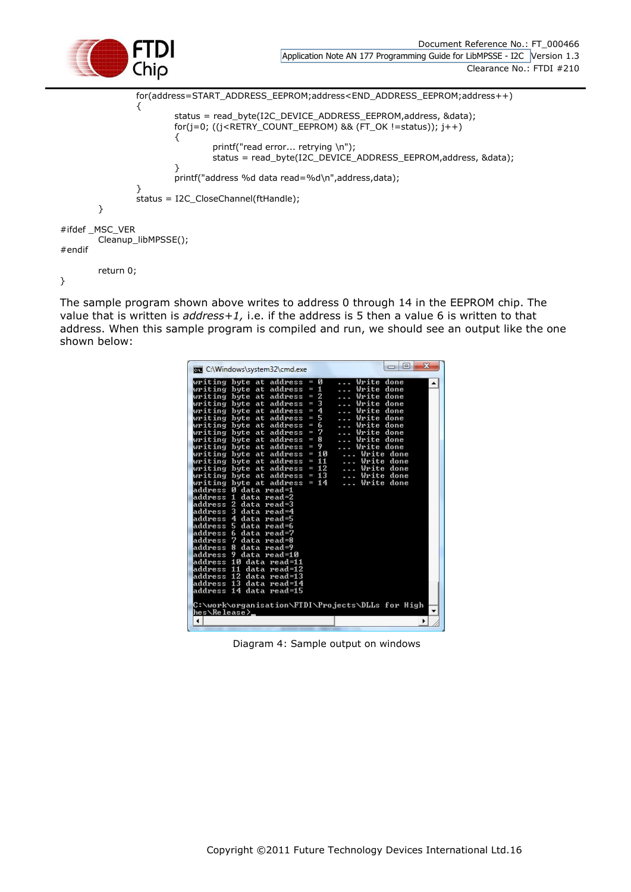```
                for(address=START_ADDRESS_EEPROM;address<END_ADDRESS_EEPROM;address++)
                {
                        status = read_byte(I2C_DEVICE_ADDRESS_EEPROM,address, &data);
                        for(j=0; ((j<RETRY_COUNT_EEPROM) && (FT_OK !=status)); j++)
                        {
                                printf("read error... retrying \n");
                                status = read_byte(I2C_DEVICE_ADDRESS_EEPROM,address, &data);
                        }
                        printf("address %d data read=%d\n",address,data);
                }
                status = I2C_CloseChannel(ftHandle);
        }

#ifdef _MSC_VER
        Cleanup_libMPSSE();
#endif

        return 0;
}
```

The sample program shown above writes to address 0 through 14 in the EEPROM chip. The value that is written is *address+1,* i.e. if the address is 5 then a value 6 is written to that address. When this sample program is compiled and run, we should see an output like the one shown below:

```
writing byte at address = 0    ... Write done
writing byte at address = 1    ... Write done
writing byte at address = 2    ... Write done
writing byte at address = 3    ... Write done
writing byte at address = 4    ... Write done
writing byte at address = 5    ... Write done
writing byte at address = 6    ... Write done
writing byte at address = 7    ... Write done
writing byte at address = 8    ... Write done
writing byte at address = 9    ... Write done
writing byte at address = 10    ... Write done
writing byte at address = 11    ... Write done
writing byte at address = 12    ... Write done
writing byte at address = 13    ... Write done
writing byte at address = 14    ... Write done
address 0 data read=1
address 1 data read=2
address 2 data read=3
address 3 data read=4
address 4 data read=5
address 5 data read=6
address 6 data read=7
address 7 data read=8
address 8 data read=9
address 9 data read=10
address 10 data read=11
address 11 data read=12
address 12 data read=13
address 13 data read=14
address 14 data read=15

C:\work\organisation\FTDI\Projects\DLLs for High
hes\Release>
```

Diagram 4: Sample output on windows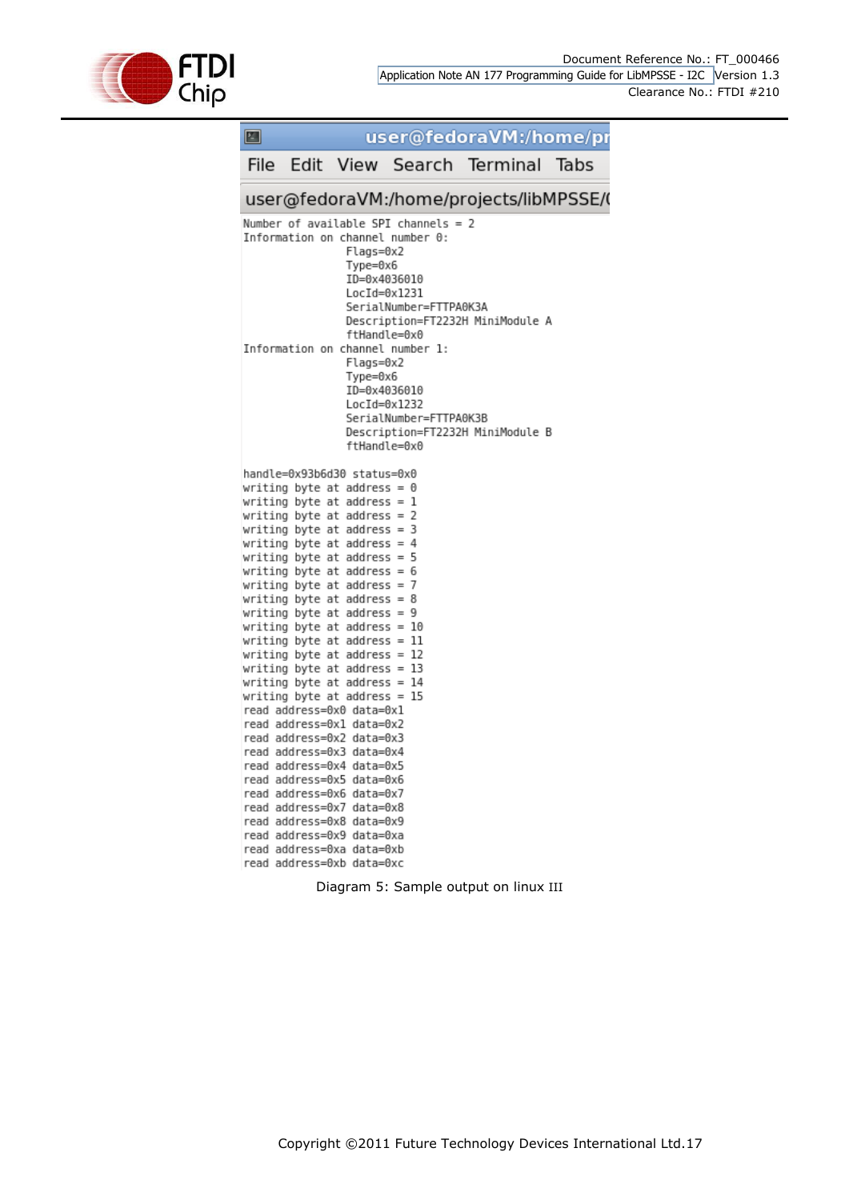```
user@fedoraVM:/home/pr
File  Edit  View  Search  Terminal  Tabs
user@fedoraVM:/home/projects/libMPSSE/(
Number of available SPI channels = 2
Information on channel number 0:
                Flags=0x2
                Type=0x6
                ID=0x4036010
                LocId=0x1231
                SerialNumber=FTTPA0K3A
                Description=FT2232H MiniModule A
                ftHandle=0x0
Information on channel number 1:
                Flags=0x2
                Type=0x6
                ID=0x4036010
                LocId=0x1232
                SerialNumber=FTTPA0K3B
                Description=FT2232H MiniModule B
                ftHandle=0x0

handle=0x93b6d30 status=0x0
writing byte at address = 0
writing byte at address = 1
writing byte at address = 2
writing byte at address = 3
writing byte at address = 4
writing byte at address = 5
writing byte at address = 6
writing byte at address = 7
writing byte at address = 8
writing byte at address = 9
writing byte at address = 10
writing byte at address = 11
writing byte at address = 12
writing byte at address = 13
writing byte at address = 14
writing byte at address = 15
read address=0x0 data=0x1
read address=0x1 data=0x2
read address=0x2 data=0x3
read address=0x3 data=0x4
read address=0x4 data=0x5
read address=0x5 data=0x6
read address=0x6 data=0x7
read address=0x7 data=0x8
read address=0x8 data=0x9
read address=0x9 data=0xa
read address=0xa data=0xb
read address=0xb data=0xc
```

Diagram 5: Sample output on linux III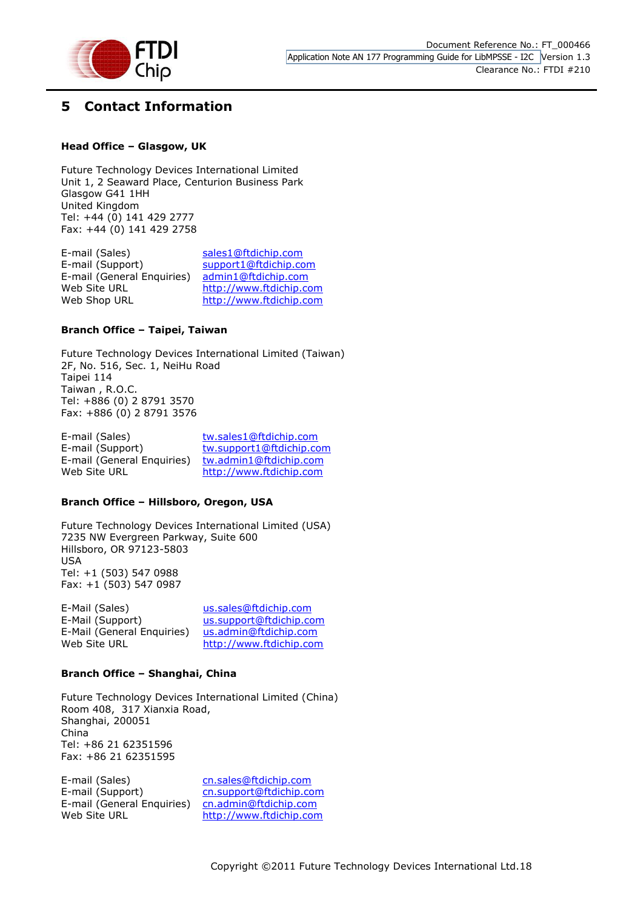# 5 Contact Information

**Head Office – Glasgow, UK**

Future Technology Devices International Limited
Unit 1, 2 Seaward Place, Centurion Business Park
Glasgow G41 1HH
United Kingdom
Tel: +44 (0) 141 429 2777
Fax: +44 (0) 141 429 2758

| | |
|---|---|
| E-mail (Sales) | sales1@ftdichip.com |
| E-mail (Support) | support1@ftdichip.com |
| E-mail (General Enquiries) | admin1@ftdichip.com |
| Web Site URL | http://www.ftdichip.com |
| Web Shop URL | http://www.ftdichip.com |

**Branch Office – Taipei, Taiwan**

Future Technology Devices International Limited (Taiwan)
2F, No. 516, Sec. 1, NeiHu Road
Taipei 114
Taiwan , R.O.C.
Tel: +886 (0) 2 8791 3570
Fax: +886 (0) 2 8791 3576

| | |
|---|---|
| E-mail (Sales) | tw.sales1@ftdichip.com |
| E-mail (Support) | tw.support1@ftdichip.com |
| E-mail (General Enquiries) | tw.admin1@ftdichip.com |
| Web Site URL | http://www.ftdichip.com |

**Branch Office – Hillsboro, Oregon, USA**

Future Technology Devices International Limited (USA)
7235 NW Evergreen Parkway, Suite 600
Hillsboro, OR 97123-5803
USA
Tel: +1 (503) 547 0988
Fax: +1 (503) 547 0987

| | |
|---|---|
| E-Mail (Sales) | us.sales@ftdichip.com |
| E-Mail (Support) | us.support@ftdichip.com |
| E-Mail (General Enquiries) | us.admin@ftdichip.com |
| Web Site URL | http://www.ftdichip.com |

**Branch Office – Shanghai, China**

Future Technology Devices International Limited (China)
Room 408, 317 Xianxia Road,
Shanghai, 200051
China
Tel: +86 21 62351596
Fax: +86 21 62351595

| | |
|---|---|
| E-mail (Sales) | cn.sales@ftdichip.com |
| E-mail (Support) | cn.support@ftdichip.com |
| E-mail (General Enquiries) | cn.admin@ftdichip.com |
| Web Site URL | http://www.ftdichip.com |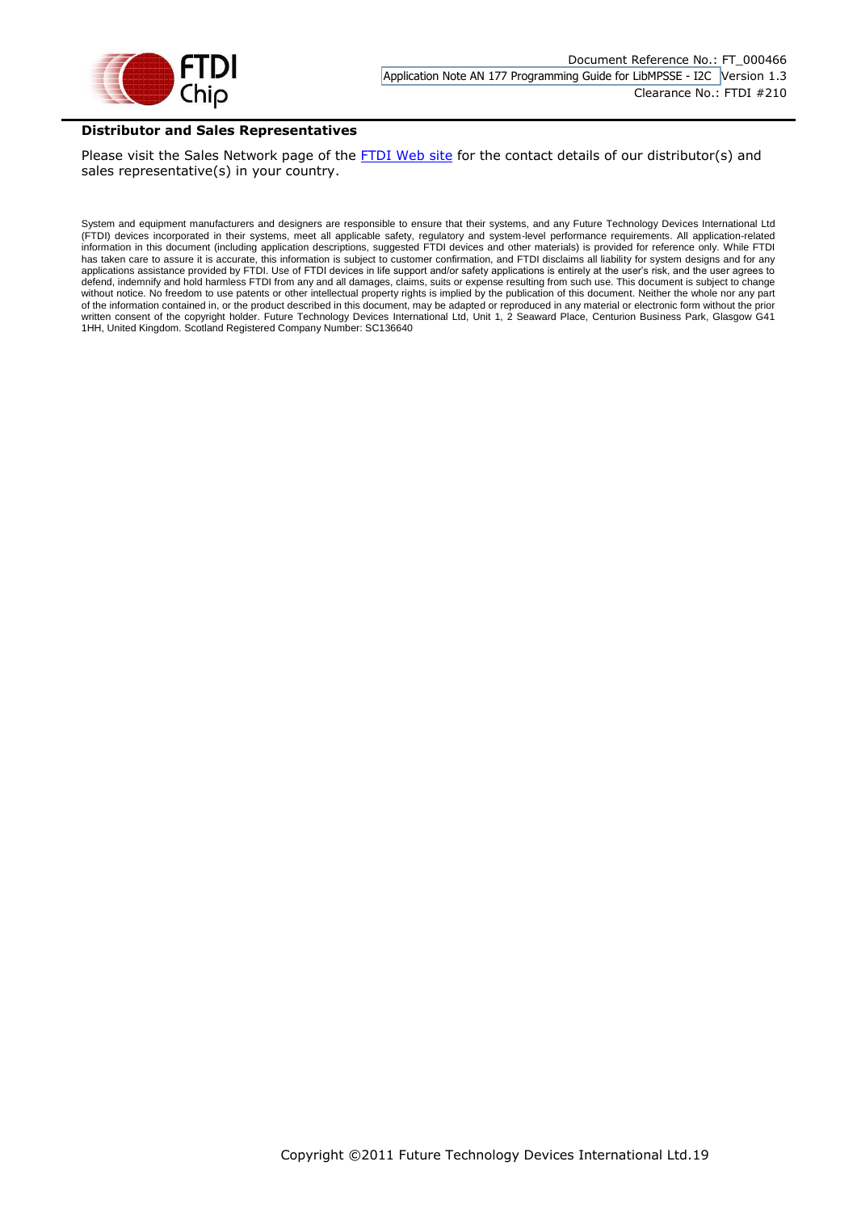**Distributor and Sales Representatives**

Please visit the Sales Network page of the FTDI Web site for the contact details of our distributor(s) and sales representative(s) in your country.

System and equipment manufacturers and designers are responsible to ensure that their systems, and any Future Technology Devices International Ltd (FTDI) devices incorporated in their systems, meet all applicable safety, regulatory and system-level performance requirements. All application-related information in this document (including application descriptions, suggested FTDI devices and other materials) is provided for reference only. While FTDI has taken care to assure it is accurate, this information is subject to customer confirmation, and FTDI disclaims all liability for system designs and for any applications assistance provided by FTDI. Use of FTDI devices in life support and/or safety applications is entirely at the user's risk, and the user agrees to defend, indemnify and hold harmless FTDI from any and all damages, claims, suits or expense resulting from such use. This document is subject to change without notice. No freedom to use patents or other intellectual property rights is implied by the publication of this document. Neither the whole nor any part of the information contained in, or the product described in this document, may be adapted or reproduced in any material or electronic form without the prior written consent of the copyright holder. Future Technology Devices International Ltd, Unit 1, 2 Seaward Place, Centurion Business Park, Glasgow G41 1HH, United Kingdom. Scotland Registered Company Number: SC136640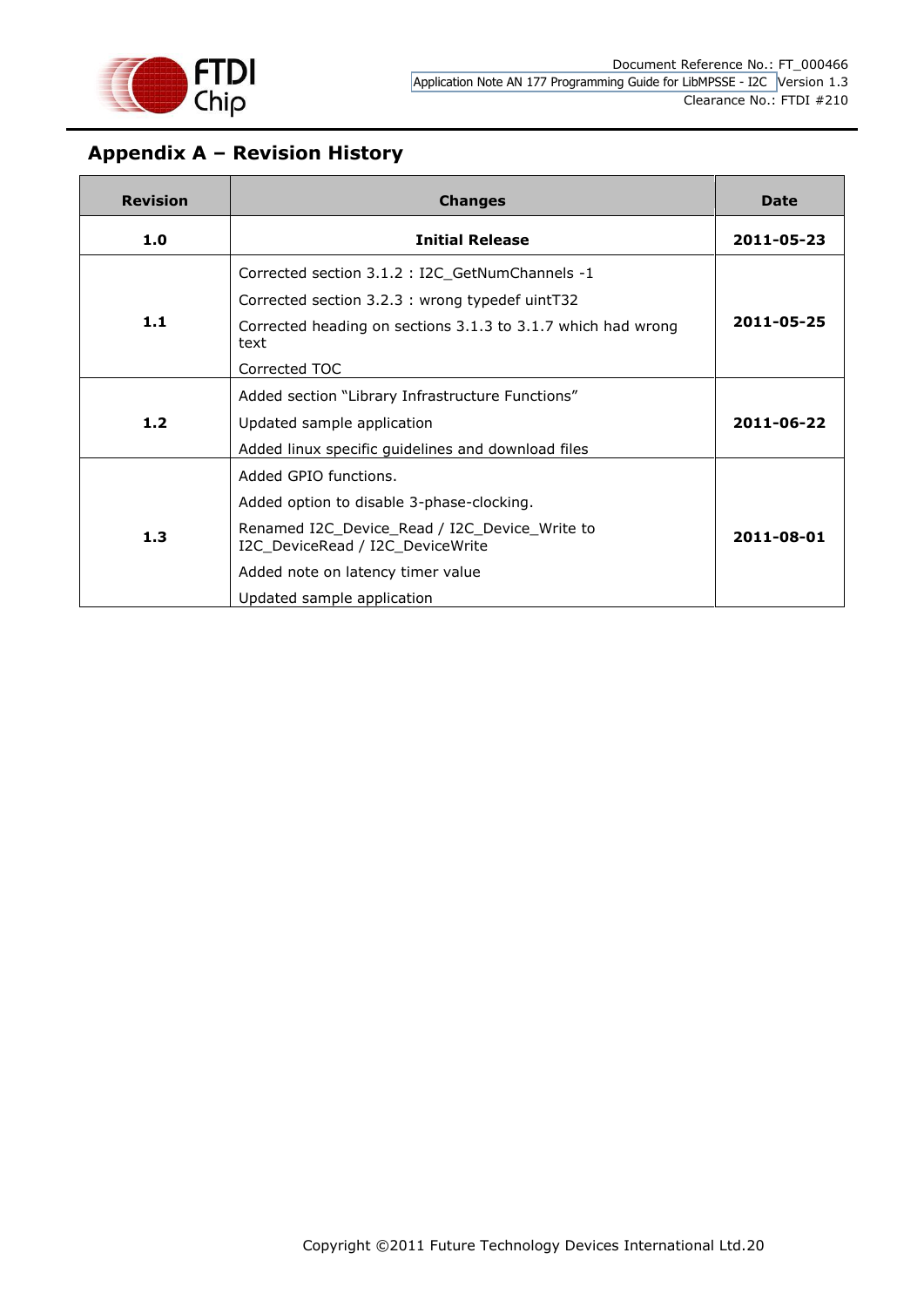# Appendix A – Revision History

| Revision | Changes | Date |
|---|---|---|
| **1.0** | **Initial Release** | **2011-05-23** |
| **1.1** | Corrected section 3.1.2 : I2C_GetNumChannels -1<br>Corrected section 3.2.3 : wrong typedef uintT32<br>Corrected heading on sections 3.1.3 to 3.1.7 which had wrong text<br>Corrected TOC | **2011-05-25** |
| **1.2** | Added section "Library Infrastructure Functions"<br>Updated sample application<br>Added linux specific guidelines and download files | **2011-06-22** |
| **1.3** | Added GPIO functions.<br>Added option to disable 3-phase-clocking.<br>Renamed I2C_Device_Read / I2C_Device_Write to I2C_DeviceRead / I2C_DeviceWrite<br>Added note on latency timer value<br>Updated sample application | **2011-08-01** |